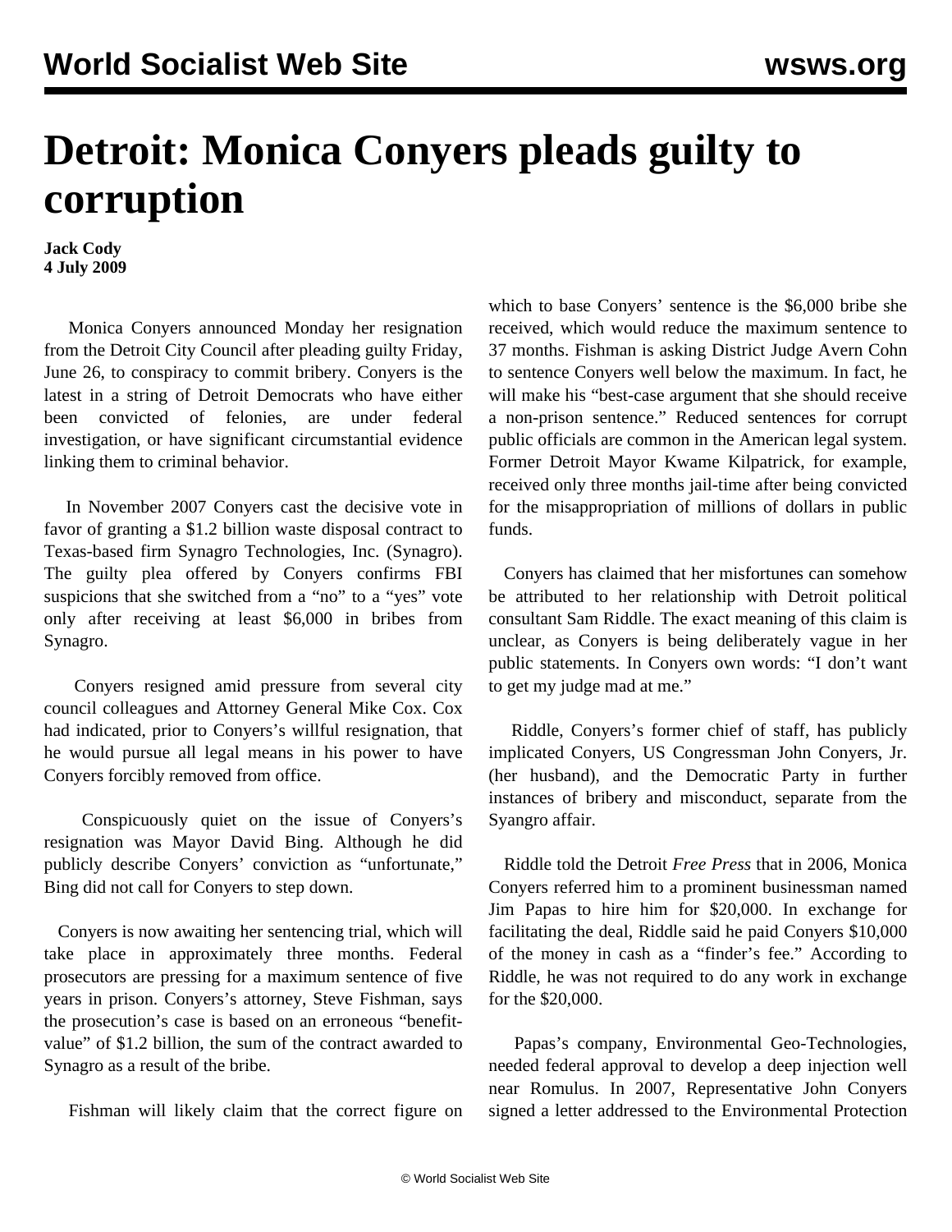# Detroit: Monica Conyers pleads guilty to corruption

**Jack Cody**
**4 July 2009**

Monica Conyers announced Monday her resignation from the Detroit City Council after pleading guilty Friday, June 26, to conspiracy to commit bribery. Conyers is the latest in a string of Detroit Democrats who have either been convicted of felonies, are under federal investigation, or have significant circumstantial evidence linking them to criminal behavior.

In November 2007 Conyers cast the decisive vote in favor of granting a $1.2 billion waste disposal contract to Texas-based firm Synagro Technologies, Inc. (Synagro). The guilty plea offered by Conyers confirms FBI suspicions that she switched from a "no" to a "yes" vote only after receiving at least $6,000 in bribes from Synagro.

Conyers resigned amid pressure from several city council colleagues and Attorney General Mike Cox. Cox had indicated, prior to Conyers's willful resignation, that he would pursue all legal means in his power to have Conyers forcibly removed from office.

Conspicuously quiet on the issue of Conyers's resignation was Mayor David Bing. Although he did publicly describe Conyers' conviction as "unfortunate," Bing did not call for Conyers to step down.

Conyers is now awaiting her sentencing trial, which will take place in approximately three months. Federal prosecutors are pressing for a maximum sentence of five years in prison. Conyers's attorney, Steve Fishman, says the prosecution's case is based on an erroneous "benefit-value" of $1.2 billion, the sum of the contract awarded to Synagro as a result of the bribe.

Fishman will likely claim that the correct figure on which to base Conyers' sentence is the $6,000 bribe she received, which would reduce the maximum sentence to 37 months. Fishman is asking District Judge Avern Cohn to sentence Conyers well below the maximum. In fact, he will make his "best-case argument that she should receive a non-prison sentence." Reduced sentences for corrupt public officials are common in the American legal system. Former Detroit Mayor Kwame Kilpatrick, for example, received only three months jail-time after being convicted for the misappropriation of millions of dollars in public funds.

Conyers has claimed that her misfortunes can somehow be attributed to her relationship with Detroit political consultant Sam Riddle. The exact meaning of this claim is unclear, as Conyers is being deliberately vague in her public statements. In Conyers own words: "I don't want to get my judge mad at me."

Riddle, Conyers's former chief of staff, has publicly implicated Conyers, US Congressman John Conyers, Jr. (her husband), and the Democratic Party in further instances of bribery and misconduct, separate from the Syangro affair.

Riddle told the Detroit *Free Press* that in 2006, Monica Conyers referred him to a prominent businessman named Jim Papas to hire him for $20,000. In exchange for facilitating the deal, Riddle said he paid Conyers $10,000 of the money in cash as a "finder's fee." According to Riddle, he was not required to do any work in exchange for the $20,000.

Papas's company, Environmental Geo-Technologies, needed federal approval to develop a deep injection well near Romulus. In 2007, Representative John Conyers signed a letter addressed to the Environmental Protection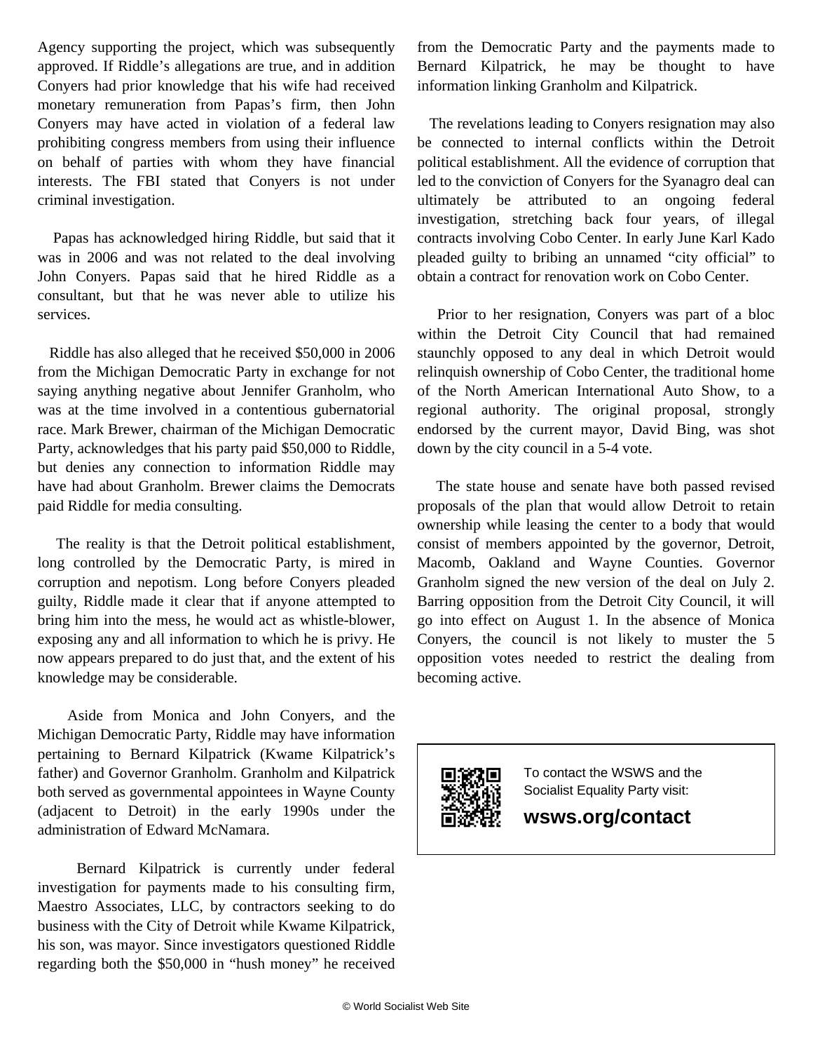Agency supporting the project, which was subsequently approved. If Riddle's allegations are true, and in addition Conyers had prior knowledge that his wife had received monetary remuneration from Papas's firm, then John Conyers may have acted in violation of a federal law prohibiting congress members from using their influence on behalf of parties with whom they have financial interests. The FBI stated that Conyers is not under criminal investigation.

Papas has acknowledged hiring Riddle, but said that it was in 2006 and was not related to the deal involving John Conyers. Papas said that he hired Riddle as a consultant, but that he was never able to utilize his services.

Riddle has also alleged that he received $50,000 in 2006 from the Michigan Democratic Party in exchange for not saying anything negative about Jennifer Granholm, who was at the time involved in a contentious gubernatorial race. Mark Brewer, chairman of the Michigan Democratic Party, acknowledges that his party paid $50,000 to Riddle, but denies any connection to information Riddle may have had about Granholm. Brewer claims the Democrats paid Riddle for media consulting.

The reality is that the Detroit political establishment, long controlled by the Democratic Party, is mired in corruption and nepotism. Long before Conyers pleaded guilty, Riddle made it clear that if anyone attempted to bring him into the mess, he would act as whistle-blower, exposing any and all information to which he is privy. He now appears prepared to do just that, and the extent of his knowledge may be considerable.

Aside from Monica and John Conyers, and the Michigan Democratic Party, Riddle may have information pertaining to Bernard Kilpatrick (Kwame Kilpatrick's father) and Governor Granholm. Granholm and Kilpatrick both served as governmental appointees in Wayne County (adjacent to Detroit) in the early 1990s under the administration of Edward McNamara.

Bernard Kilpatrick is currently under federal investigation for payments made to his consulting firm, Maestro Associates, LLC, by contractors seeking to do business with the City of Detroit while Kwame Kilpatrick, his son, was mayor. Since investigators questioned Riddle regarding both the $50,000 in "hush money" he received from the Democratic Party and the payments made to Bernard Kilpatrick, he may be thought to have information linking Granholm and Kilpatrick.

The revelations leading to Conyers resignation may also be connected to internal conflicts within the Detroit political establishment. All the evidence of corruption that led to the conviction of Conyers for the Syanagro deal can ultimately be attributed to an ongoing federal investigation, stretching back four years, of illegal contracts involving Cobo Center. In early June Karl Kado pleaded guilty to bribing an unnamed "city official" to obtain a contract for renovation work on Cobo Center.

Prior to her resignation, Conyers was part of a bloc within the Detroit City Council that had remained staunchly opposed to any deal in which Detroit would relinquish ownership of Cobo Center, the traditional home of the North American International Auto Show, to a regional authority. The original proposal, strongly endorsed by the current mayor, David Bing, was shot down by the city council in a 5-4 vote.

The state house and senate have both passed revised proposals of the plan that would allow Detroit to retain ownership while leasing the center to a body that would consist of members appointed by the governor, Detroit, Macomb, Oakland and Wayne Counties. Governor Granholm signed the new version of the deal on July 2. Barring opposition from the Detroit City Council, it will go into effect on August 1. In the absence of Monica Conyers, the council is not likely to muster the 5 opposition votes needed to restrict the dealing from becoming active.

To contact the WSWS and the Socialist Equality Party visit:

**wsws.org/contact**